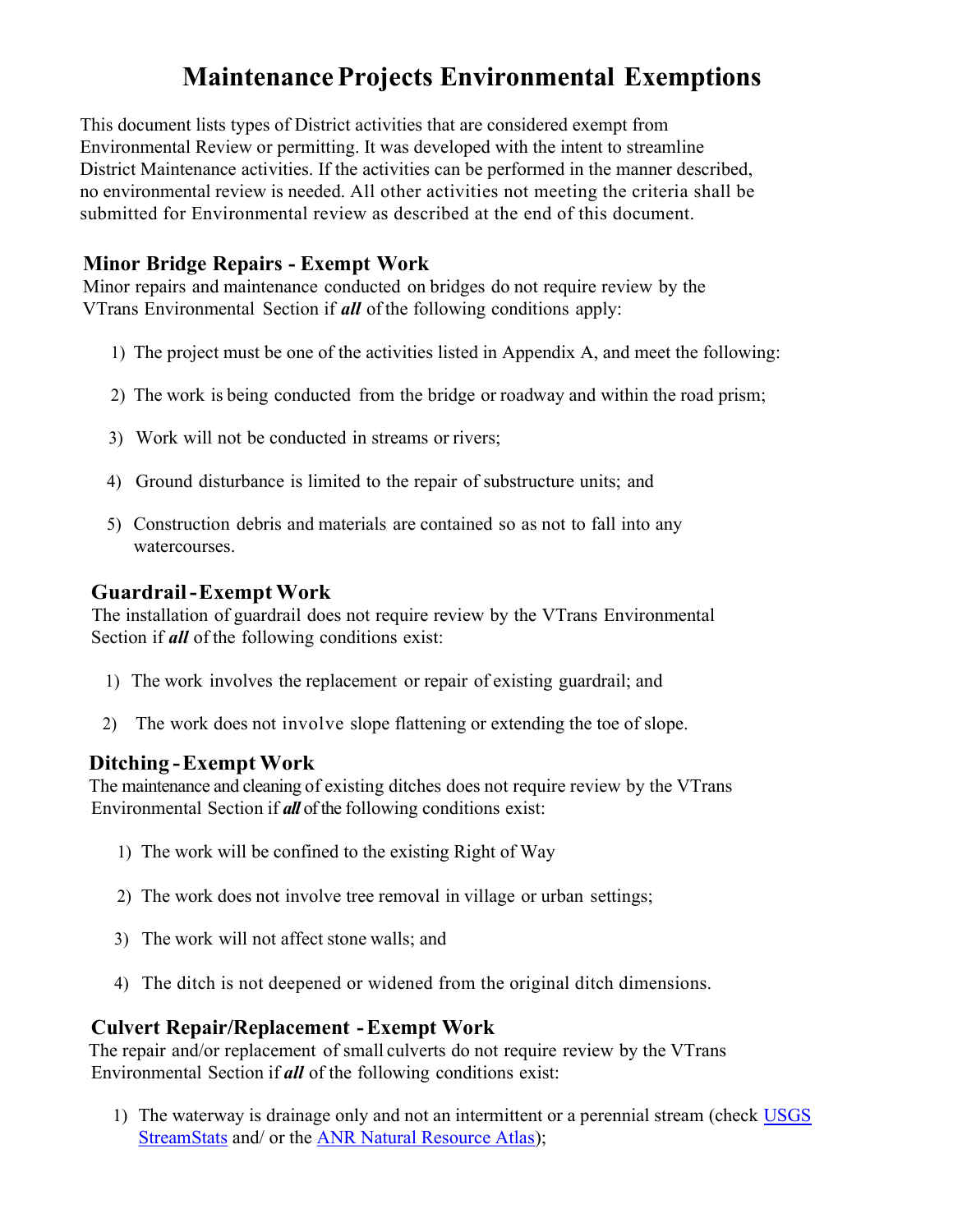# Maintenance Projects Environmental Exemptions

This document lists types of District activities that are considered exempt from Environmental Review or permitting. It was developed with the intent to streamline District Maintenance activities. If the activities can be performed in the manner described, no environmental review is needed. All other activities not meeting the criteria shall be submitted for Environmental review as described at the end of this document.

### Minor Bridge Repairs - Exempt Work

Minor repairs and maintenance conducted on bridges do not require review by the VTrans Environmental Section if ***all*** of the following conditions apply:

1) The project must be one of the activities listed in Appendix A, and meet the following:
2) The work is being conducted from the bridge or roadway and within the road prism;
3) Work will not be conducted in streams or rivers;
4) Ground disturbance is limited to the repair of substructure units; and
5) Construction debris and materials are contained so as not to fall into any watercourses.

### Guardrail - Exempt Work

The installation of guardrail does not require review by the VTrans Environmental Section if ***all*** of the following conditions exist:

1) The work involves the replacement or repair of existing guardrail; and
2) The work does not involve slope flattening or extending the toe of slope.

### Ditching - Exempt Work

The maintenance and cleaning of existing ditches does not require review by the VTrans Environmental Section if ***all*** of the following conditions exist:

1) The work will be confined to the existing Right of Way
2) The work does not involve tree removal in village or urban settings;
3) The work will not affect stone walls; and
4) The ditch is not deepened or widened from the original ditch dimensions.

### Culvert Repair/Replacement - Exempt Work

The repair and/or replacement of small culverts do not require review by the VTrans Environmental Section if ***all*** of the following conditions exist:

1) The waterway is drainage only and not an intermittent or a perennial stream (check USGS StreamStats and/ or the ANR Natural Resource Atlas);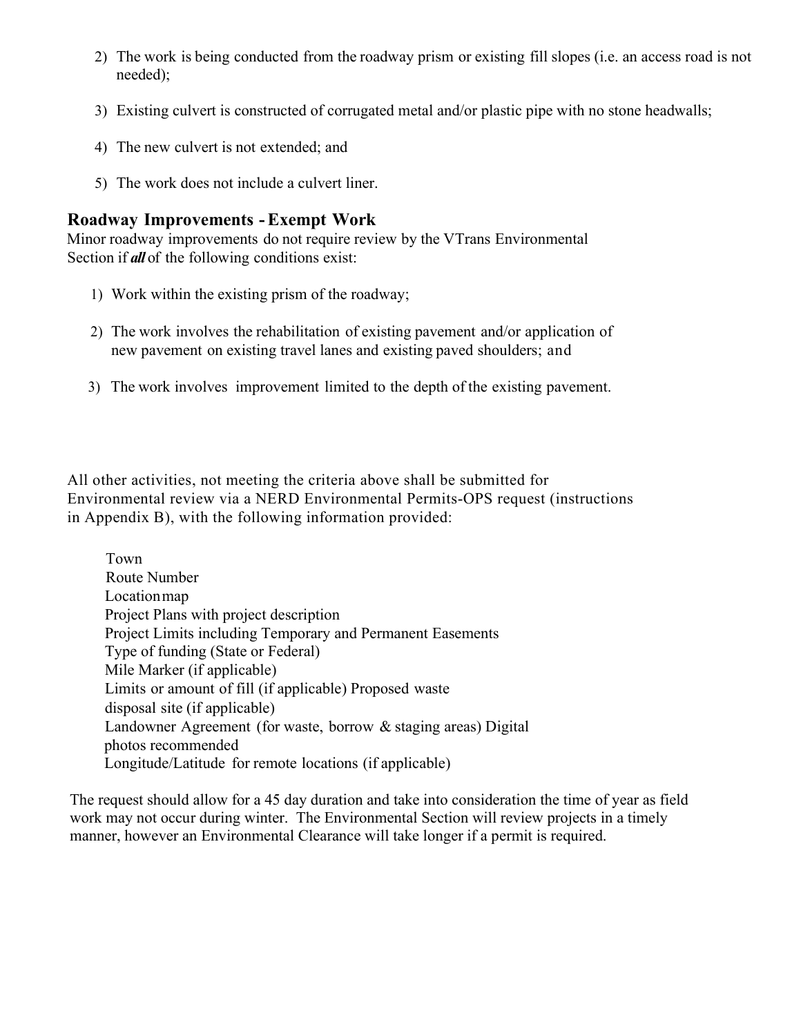2) The work is being conducted from the roadway prism or existing fill slopes (i.e. an access road is not needed);

3) Existing culvert is constructed of corrugated metal and/or plastic pipe with no stone headwalls;

4) The new culvert is not extended; and

5) The work does not include a culvert liner.

## Roadway Improvements - Exempt Work

Minor roadway improvements do not require review by the VTrans Environmental Section if ***all*** of the following conditions exist:

1) Work within the existing prism of the roadway;

2) The work involves the rehabilitation of existing pavement and/or application of new pavement on existing travel lanes and existing paved shoulders; and

3) The work involves improvement limited to the depth of the existing pavement.

All other activities, not meeting the criteria above shall be submitted for Environmental review via a NERD Environmental Permits-OPS request (instructions in Appendix B), with the following information provided:

- Town
- Route Number
- Location map
- Project Plans with project description
- Project Limits including Temporary and Permanent Easements
- Type of funding (State or Federal)
- Mile Marker (if applicable)
- Limits or amount of fill (if applicable)
- Proposed waste disposal site (if applicable)
- Landowner Agreement (for waste, borrow & staging areas)
- Digital photos recommended
- Longitude/Latitude for remote locations (if applicable)

The request should allow for a 45 day duration and take into consideration the time of year as field work may not occur during winter. The Environmental Section will review projects in a timely manner, however an Environmental Clearance will take longer if a permit is required.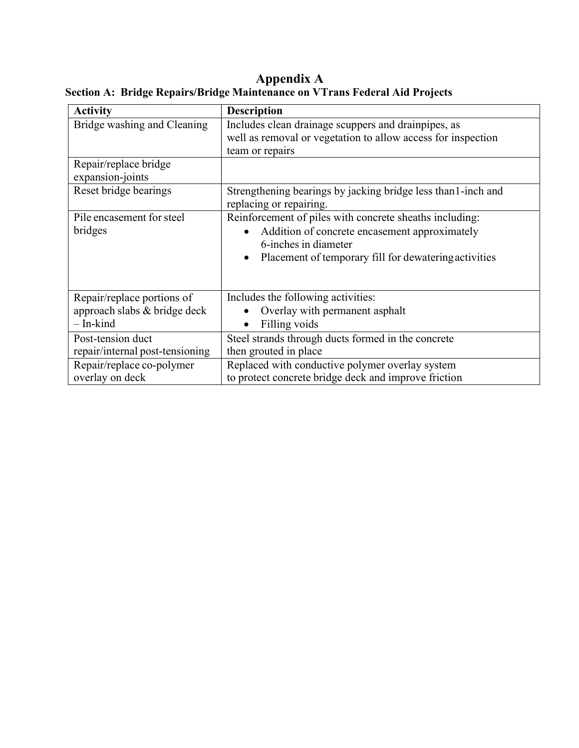# Appendix A

## Section A: Bridge Repairs/Bridge Maintenance on VTrans Federal Aid Projects

| Activity | Description |
|---|---|
| Bridge washing and Cleaning | Includes clean drainage scuppers and drainpipes, as well as removal or vegetation to allow access for inspection team or repairs |
| Repair/replace bridge expansion-joints | |
| Reset bridge bearings | Strengthening bearings by jacking bridge less than1-inch and replacing or repairing. |
| Pile encasement for steel bridges | Reinforcement of piles with concrete sheaths including: <br>• Addition of concrete encasement approximately 6-inches in diameter <br>• Placement of temporary fill for dewatering activities |
| Repair/replace portions of approach slabs & bridge deck – In-kind | Includes the following activities: <br>• Overlay with permanent asphalt <br>• Filling voids |
| Post-tension duct repair/internal post-tensioning | Steel strands through ducts formed in the concrete then grouted in place |
| Repair/replace co-polymer overlay on deck | Replaced with conductive polymer overlay system to protect concrete bridge deck and improve friction |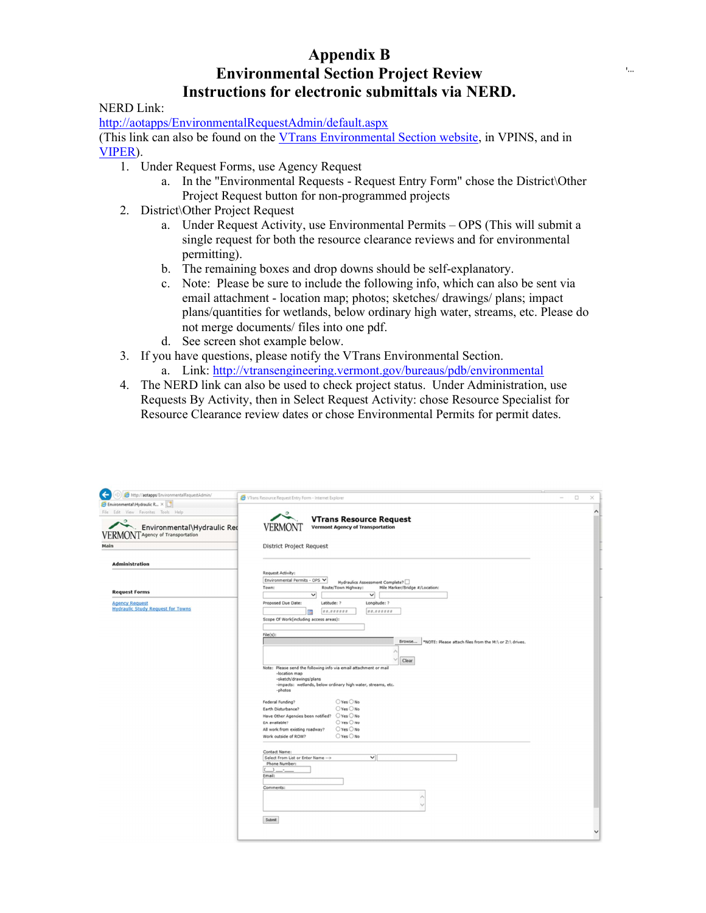# Appendix B
# Environmental Section Project Review
# Instructions for electronic submittals via NERD.

NERD Link:
http://aotapps/EnvironmentalRequestAdmin/default.aspx
(This link can also be found on the VTrans Environmental Section website, in VPINS, and in VIPER).

1. Under Request Forms, use Agency Request
   a. In the "Environmental Requests - Request Entry Form" chose the District\Other Project Request button for non-programmed projects
2. District\Other Project Request
   a. Under Request Activity, use Environmental Permits – OPS (This will submit a single request for both the resource clearance reviews and for environmental permitting).
   b. The remaining boxes and drop downs should be self-explanatory.
   c. Note: Please be sure to include the following info, which can also be sent via email attachment - location map; photos; sketches/ drawings/ plans; impact plans/quantities for wetlands, below ordinary high water, streams, etc. Please do not merge documents/ files into one pdf.
   d. See screen shot example below.
3. If you have questions, please notify the VTrans Environmental Section.
   a. Link: http://vtransengineering.vermont.gov/bureaus/pdb/environmental
4. The NERD link can also be used to check project status. Under Administration, use Requests By Activity, then in Select Request Activity: chose Resource Specialist for Resource Clearance review dates or chose Environmental Permits for permit dates.